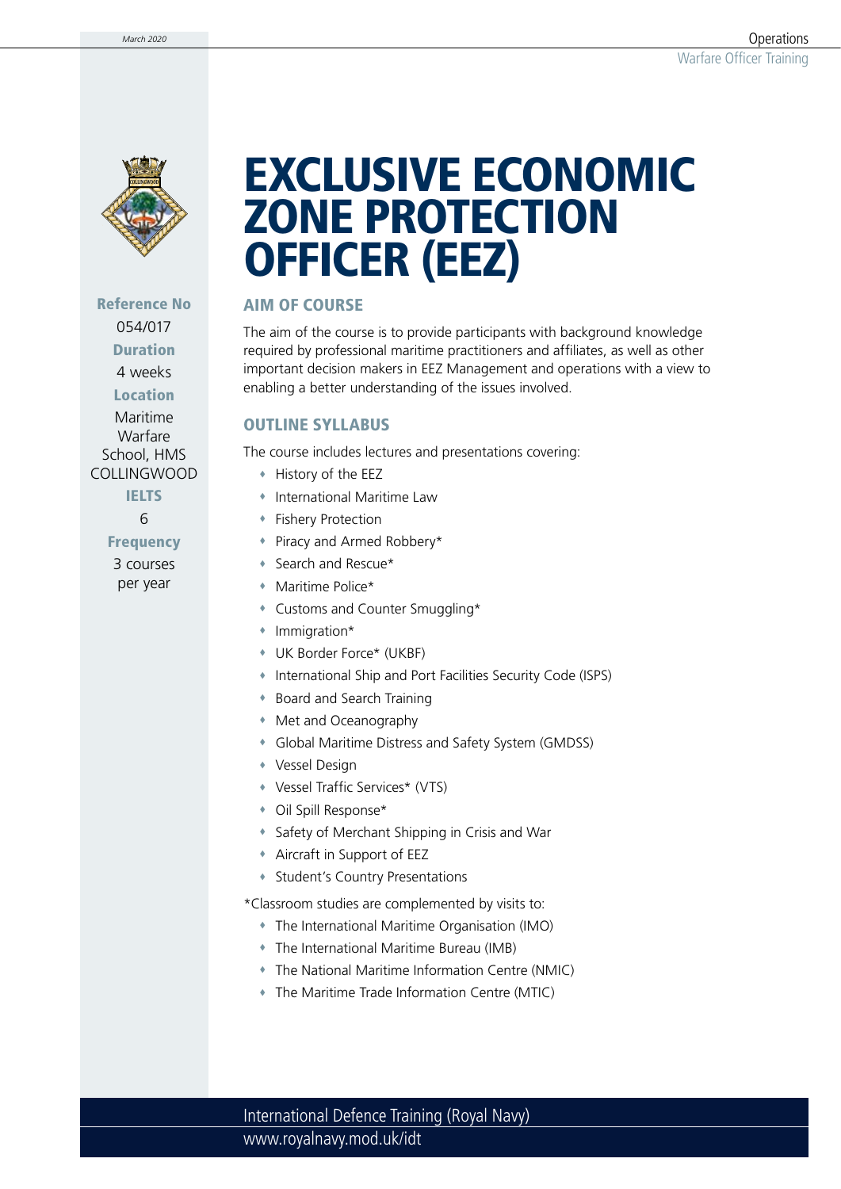# EXCLUSIVE ECONOMIC ZONE PROTECTION OFFICER (EEZ)

**Reference No**
054/017

**Duration**
4 weeks

**Location**
Maritime Warfare School, HMS COLLINGWOOD

**IELTS**
6

**Frequency**
3 courses per year

## AIM OF COURSE

The aim of the course is to provide participants with background knowledge required by professional maritime practitioners and affiliates, as well as other important decision makers in EEZ Management and operations with a view to enabling a better understanding of the issues involved.

## OUTLINE SYLLABUS

The course includes lectures and presentations covering:

- History of the EEZ
- International Maritime Law
- Fishery Protection
- Piracy and Armed Robbery*
- Search and Rescue*
- Maritime Police*
- Customs and Counter Smuggling*
- Immigration*
- UK Border Force* (UKBF)
- International Ship and Port Facilities Security Code (ISPS)
- Board and Search Training
- Met and Oceanography
- Global Maritime Distress and Safety System (GMDSS)
- Vessel Design
- Vessel Traffic Services* (VTS)
- Oil Spill Response*
- Safety of Merchant Shipping in Crisis and War
- Aircraft in Support of EEZ
- Student's Country Presentations

*Classroom studies are complemented by visits to:

- The International Maritime Organisation (IMO)
- The International Maritime Bureau (IMB)
- The National Maritime Information Centre (NMIC)
- The Maritime Trade Information Centre (MTIC)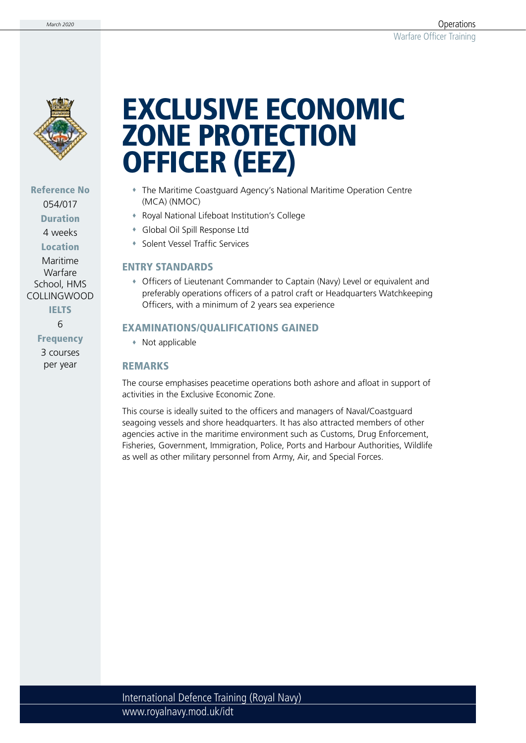# EXCLUSIVE ECONOMIC ZONE PROTECTION OFFICER (EEZ)

**Reference No**
054/017

**Duration**
4 weeks

**Location**
Maritime Warfare School, HMS COLLINGWOOD

**IELTS**
6

**Frequency**
3 courses per year

- The Maritime Coastguard Agency's National Maritime Operation Centre (MCA) (NMOC)
- Royal National Lifeboat Institution's College
- Global Oil Spill Response Ltd
- Solent Vessel Traffic Services

## ENTRY STANDARDS

- Officers of Lieutenant Commander to Captain (Navy) Level or equivalent and preferably operations officers of a patrol craft or Headquarters Watchkeeping Officers, with a minimum of 2 years sea experience

## EXAMINATIONS/QUALIFICATIONS GAINED

- Not applicable

## REMARKS

The course emphasises peacetime operations both ashore and afloat in support of activities in the Exclusive Economic Zone.

This course is ideally suited to the officers and managers of Naval/Coastguard seagoing vessels and shore headquarters. It has also attracted members of other agencies active in the maritime environment such as Customs, Drug Enforcement, Fisheries, Government, Immigration, Police, Ports and Harbour Authorities, Wildlife as well as other military personnel from Army, Air, and Special Forces.